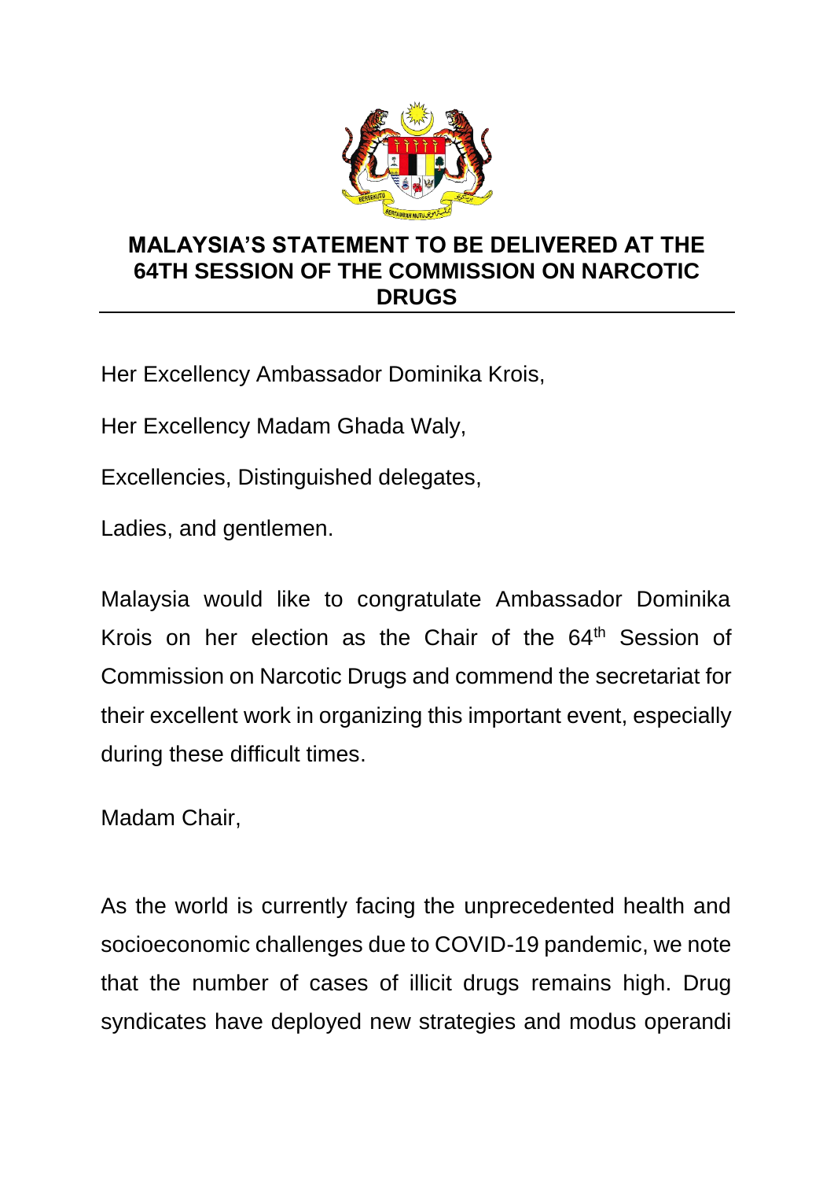# MALAYSIA'S STATEMENT TO BE DELIVERED AT THE 64TH SESSION OF THE COMMISSION ON NARCOTIC DRUGS

Her Excellency Ambassador Dominika Krois,

Her Excellency Madam Ghada Waly,

Excellencies, Distinguished delegates,

Ladies, and gentlemen.

Malaysia would like to congratulate Ambassador Dominika Krois on her election as the Chair of the 64$^{th}$ Session of Commission on Narcotic Drugs and commend the secretariat for their excellent work in organizing this important event, especially during these difficult times.

Madam Chair,

As the world is currently facing the unprecedented health and socioeconomic challenges due to COVID-19 pandemic, we note that the number of cases of illicit drugs remains high. Drug syndicates have deployed new strategies and modus operandi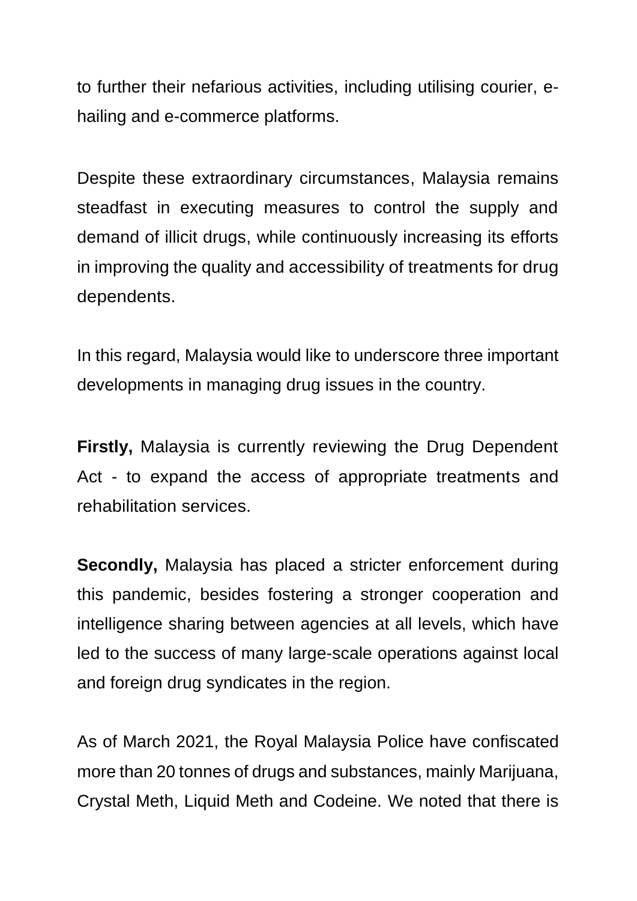to further their nefarious activities, including utilising courier, e-hailing and e-commerce platforms.

Despite these extraordinary circumstances, Malaysia remains steadfast in executing measures to control the supply and demand of illicit drugs, while continuously increasing its efforts in improving the quality and accessibility of treatments for drug dependents.

In this regard, Malaysia would like to underscore three important developments in managing drug issues in the country.

**Firstly,** Malaysia is currently reviewing the Drug Dependent Act - to expand the access of appropriate treatments and rehabilitation services.

**Secondly,** Malaysia has placed a stricter enforcement during this pandemic, besides fostering a stronger cooperation and intelligence sharing between agencies at all levels, which have led to the success of many large-scale operations against local and foreign drug syndicates in the region.

As of March 2021, the Royal Malaysia Police have confiscated more than 20 tonnes of drugs and substances, mainly Marijuana, Crystal Meth, Liquid Meth and Codeine. We noted that there is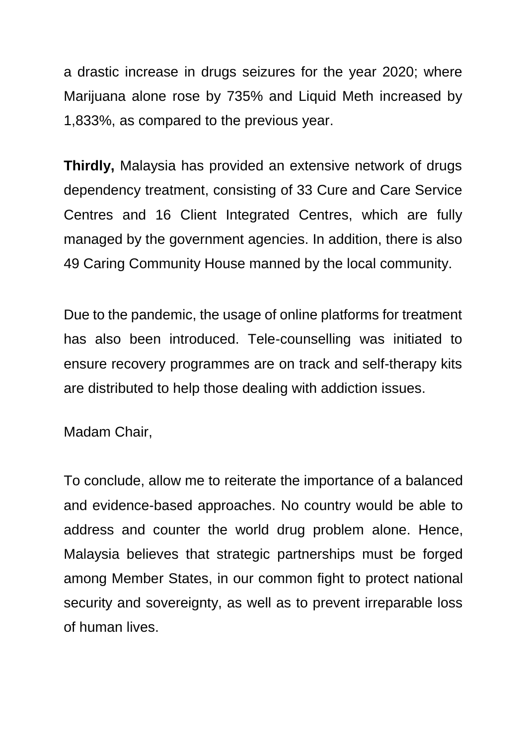a drastic increase in drugs seizures for the year 2020; where Marijuana alone rose by 735% and Liquid Meth increased by 1,833%, as compared to the previous year.

**Thirdly,** Malaysia has provided an extensive network of drugs dependency treatment, consisting of 33 Cure and Care Service Centres and 16 Client Integrated Centres, which are fully managed by the government agencies. In addition, there is also 49 Caring Community House manned by the local community.

Due to the pandemic, the usage of online platforms for treatment has also been introduced. Tele-counselling was initiated to ensure recovery programmes are on track and self-therapy kits are distributed to help those dealing with addiction issues.

Madam Chair,

To conclude, allow me to reiterate the importance of a balanced and evidence-based approaches. No country would be able to address and counter the world drug problem alone. Hence, Malaysia believes that strategic partnerships must be forged among Member States, in our common fight to protect national security and sovereignty, as well as to prevent irreparable loss of human lives.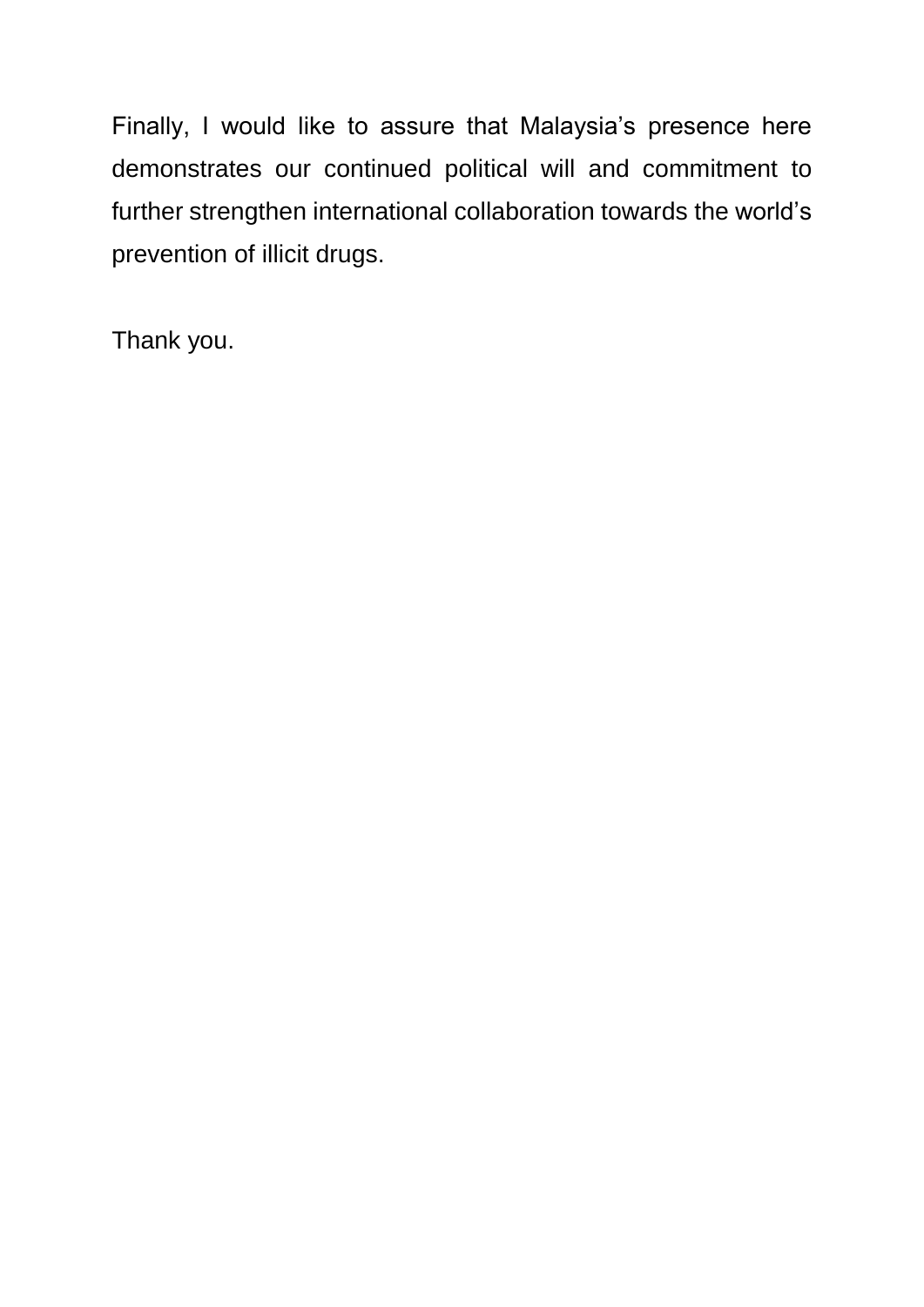Finally, I would like to assure that Malaysia's presence here demonstrates our continued political will and commitment to further strengthen international collaboration towards the world's prevention of illicit drugs.

Thank you.